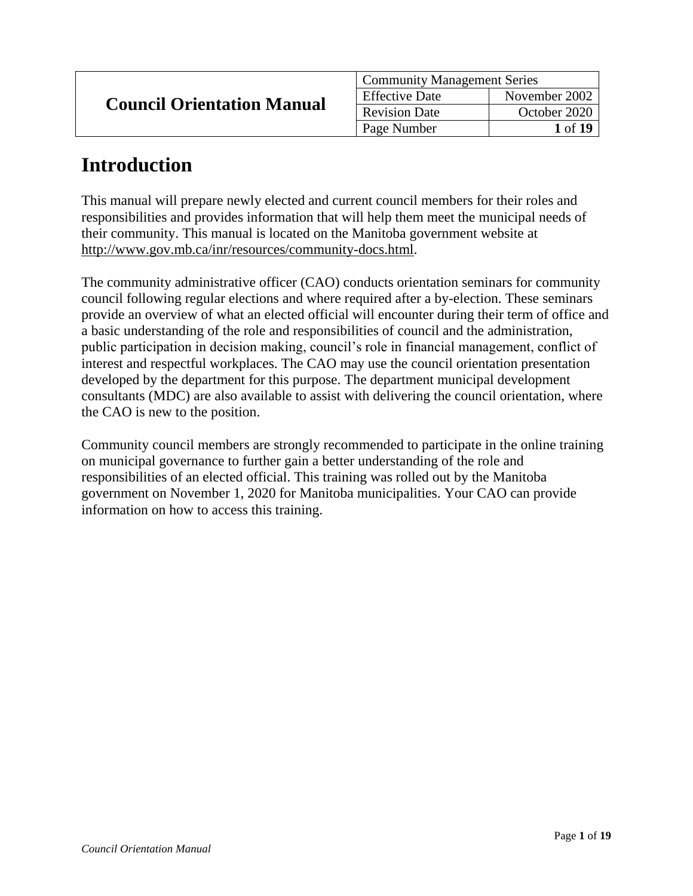| Council Orientation Manual | Community Management Series | |
| --- | --- | --- |
| | Effective Date | November 2002 |
| | Revision Date | October 2020 |

# Introduction

This manual will prepare newly elected and current council members for their roles and responsibilities and provides information that will help them meet the municipal needs of their community. This manual is located on the Manitoba government website at http://www.gov.mb.ca/inr/resources/community-docs.html.

The community administrative officer (CAO) conducts orientation seminars for community council following regular elections and where required after a by-election. These seminars provide an overview of what an elected official will encounter during their term of office and a basic understanding of the role and responsibilities of council and the administration, public participation in decision making, council's role in financial management, conflict of interest and respectful workplaces. The CAO may use the council orientation presentation developed by the department for this purpose. The department municipal development consultants (MDC) are also available to assist with delivering the council orientation, where the CAO is new to the position.

Community council members are strongly recommended to participate in the online training on municipal governance to further gain a better understanding of the role and responsibilities of an elected official. This training was rolled out by the Manitoba government on November 1, 2020 for Manitoba municipalities. Your CAO can provide information on how to access this training.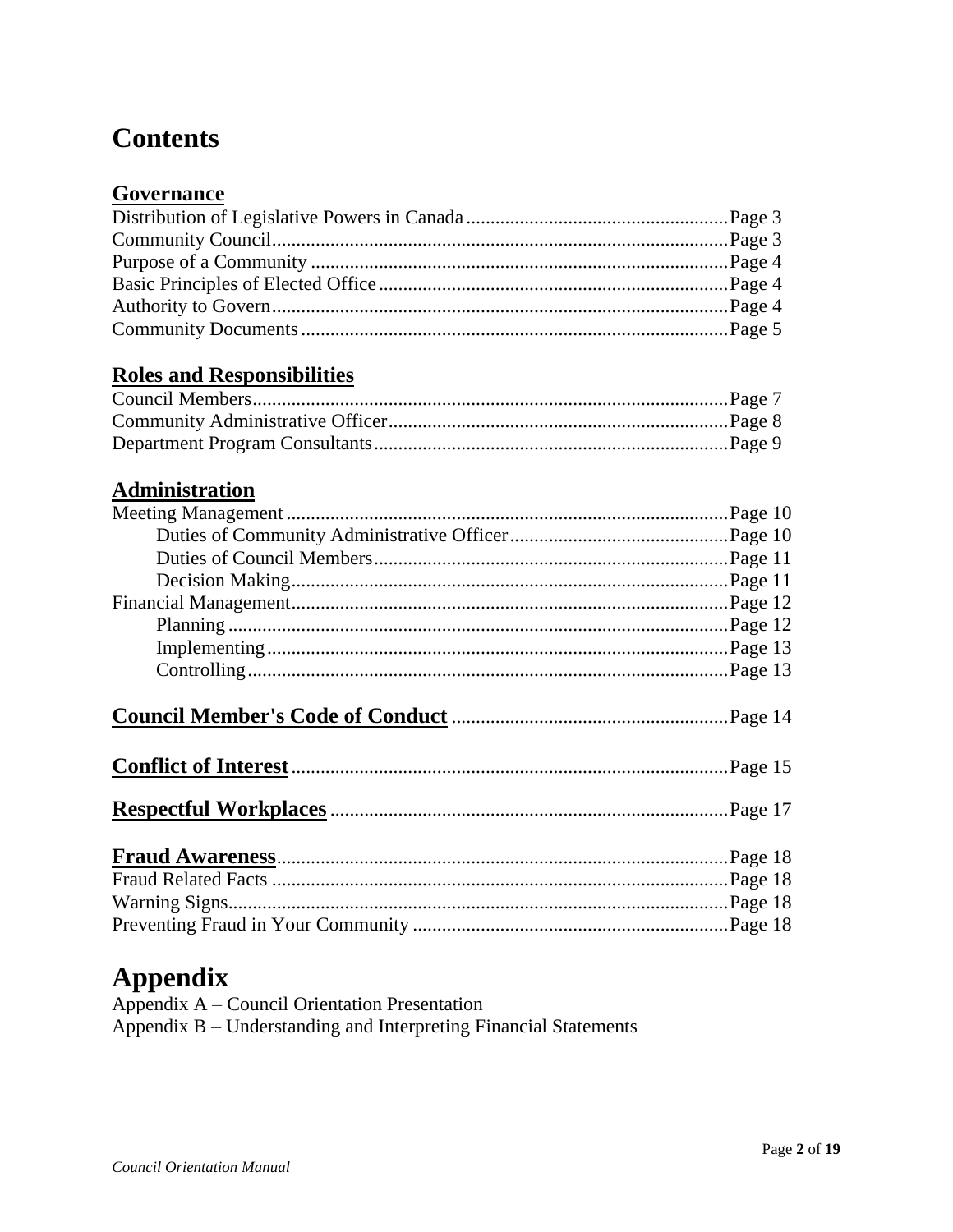# Contents

## Governance

Distribution of Legislative Powers in Canada .................................................... Page 3
Community Council............................................................................................ Page 3
Purpose of a Community .................................................................................... Page 4
Basic Principles of Elected Office ....................................................................... Page 4
Authority to Govern............................................................................................ Page 4
Community Documents ...................................................................................... Page 5

## Roles and Responsibilities

Council Members................................................................................................ Page 7
Community Administrative Officer..................................................................... Page 8
Department Program Consultants........................................................................ Page 9

## Administration

Meeting Management .......................................................................................... Page 10
- Duties of Community Administrative Officer............................................ Page 10
- Duties of Council Members........................................................................ Page 11
- Decision Making......................................................................................... Page 11

Financial Management......................................................................................... Page 12
- Planning ...................................................................................................... Page 12
- Implementing.............................................................................................. Page 13
- Controlling.................................................................................................. Page 13

## Council Member's Code of Conduct ........................................................ Page 14

## Conflict of Interest ......................................................................................... Page 15

## Respectful Workplaces ................................................................................. Page 17

## Fraud Awareness............................................................................................ Page 18

Fraud Related Facts ............................................................................................. Page 18
Warning Signs...................................................................................................... Page 18
Preventing Fraud in Your Community ................................................................ Page 18

# Appendix

Appendix A – Council Orientation Presentation
Appendix B – Understanding and Interpreting Financial Statements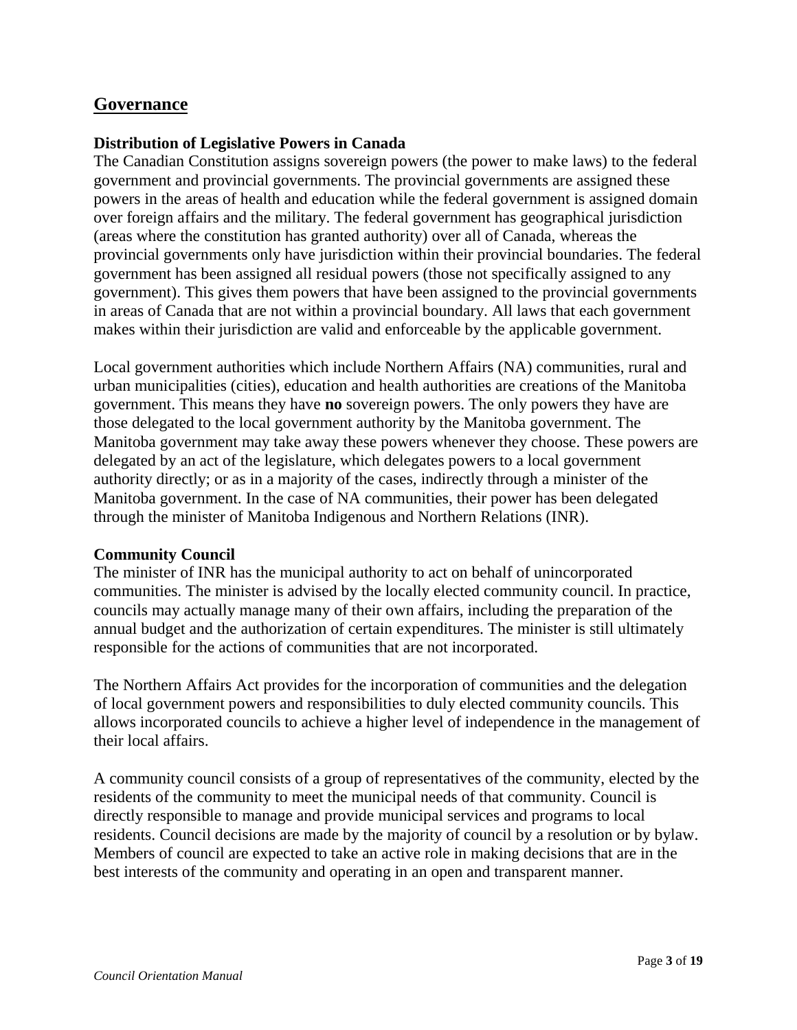## Governance

### Distribution of Legislative Powers in Canada

The Canadian Constitution assigns sovereign powers (the power to make laws) to the federal government and provincial governments. The provincial governments are assigned these powers in the areas of health and education while the federal government is assigned domain over foreign affairs and the military. The federal government has geographical jurisdiction (areas where the constitution has granted authority) over all of Canada, whereas the provincial governments only have jurisdiction within their provincial boundaries. The federal government has been assigned all residual powers (those not specifically assigned to any government). This gives them powers that have been assigned to the provincial governments in areas of Canada that are not within a provincial boundary. All laws that each government makes within their jurisdiction are valid and enforceable by the applicable government.

Local government authorities which include Northern Affairs (NA) communities, rural and urban municipalities (cities), education and health authorities are creations of the Manitoba government. This means they have **no** sovereign powers. The only powers they have are those delegated to the local government authority by the Manitoba government. The Manitoba government may take away these powers whenever they choose. These powers are delegated by an act of the legislature, which delegates powers to a local government authority directly; or as in a majority of the cases, indirectly through a minister of the Manitoba government. In the case of NA communities, their power has been delegated through the minister of Manitoba Indigenous and Northern Relations (INR).

### Community Council

The minister of INR has the municipal authority to act on behalf of unincorporated communities. The minister is advised by the locally elected community council. In practice, councils may actually manage many of their own affairs, including the preparation of the annual budget and the authorization of certain expenditures. The minister is still ultimately responsible for the actions of communities that are not incorporated.

The Northern Affairs Act provides for the incorporation of communities and the delegation of local government powers and responsibilities to duly elected community councils. This allows incorporated councils to achieve a higher level of independence in the management of their local affairs.

A community council consists of a group of representatives of the community, elected by the residents of the community to meet the municipal needs of that community. Council is directly responsible to manage and provide municipal services and programs to local residents. Council decisions are made by the majority of council by a resolution or by bylaw. Members of council are expected to take an active role in making decisions that are in the best interests of the community and operating in an open and transparent manner.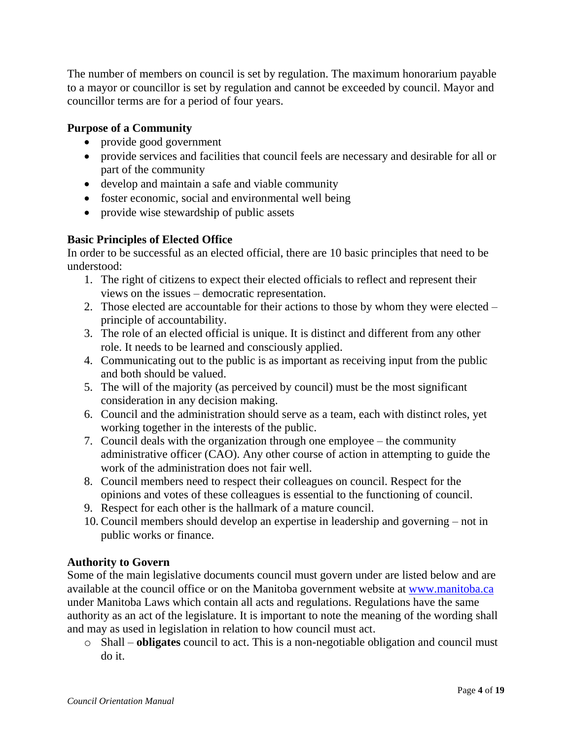The number of members on council is set by regulation. The maximum honorarium payable to a mayor or councillor is set by regulation and cannot be exceeded by council. Mayor and councillor terms are for a period of four years.

### Purpose of a Community

- provide good government
- provide services and facilities that council feels are necessary and desirable for all or part of the community
- develop and maintain a safe and viable community
- foster economic, social and environmental well being
- provide wise stewardship of public assets

### Basic Principles of Elected Office

In order to be successful as an elected official, there are 10 basic principles that need to be understood:

1. The right of citizens to expect their elected officials to reflect and represent their views on the issues – democratic representation.
2. Those elected are accountable for their actions to those by whom they were elected – principle of accountability.
3. The role of an elected official is unique. It is distinct and different from any other role. It needs to be learned and consciously applied.
4. Communicating out to the public is as important as receiving input from the public and both should be valued.
5. The will of the majority (as perceived by council) must be the most significant consideration in any decision making.
6. Council and the administration should serve as a team, each with distinct roles, yet working together in the interests of the public.
7. Council deals with the organization through one employee – the community administrative officer (CAO). Any other course of action in attempting to guide the work of the administration does not fair well.
8. Council members need to respect their colleagues on council. Respect for the opinions and votes of these colleagues is essential to the functioning of council.
9. Respect for each other is the hallmark of a mature council.
10. Council members should develop an expertise in leadership and governing – not in public works or finance.

### Authority to Govern

Some of the main legislative documents council must govern under are listed below and are available at the council office or on the Manitoba government website at [www.manitoba.ca](http://www.manitoba.ca) under Manitoba Laws which contain all acts and regulations. Regulations have the same authority as an act of the legislature. It is important to note the meaning of the wording shall and may as used in legislation in relation to how council must act.

- Shall – **obligates** council to act. This is a non-negotiable obligation and council must do it.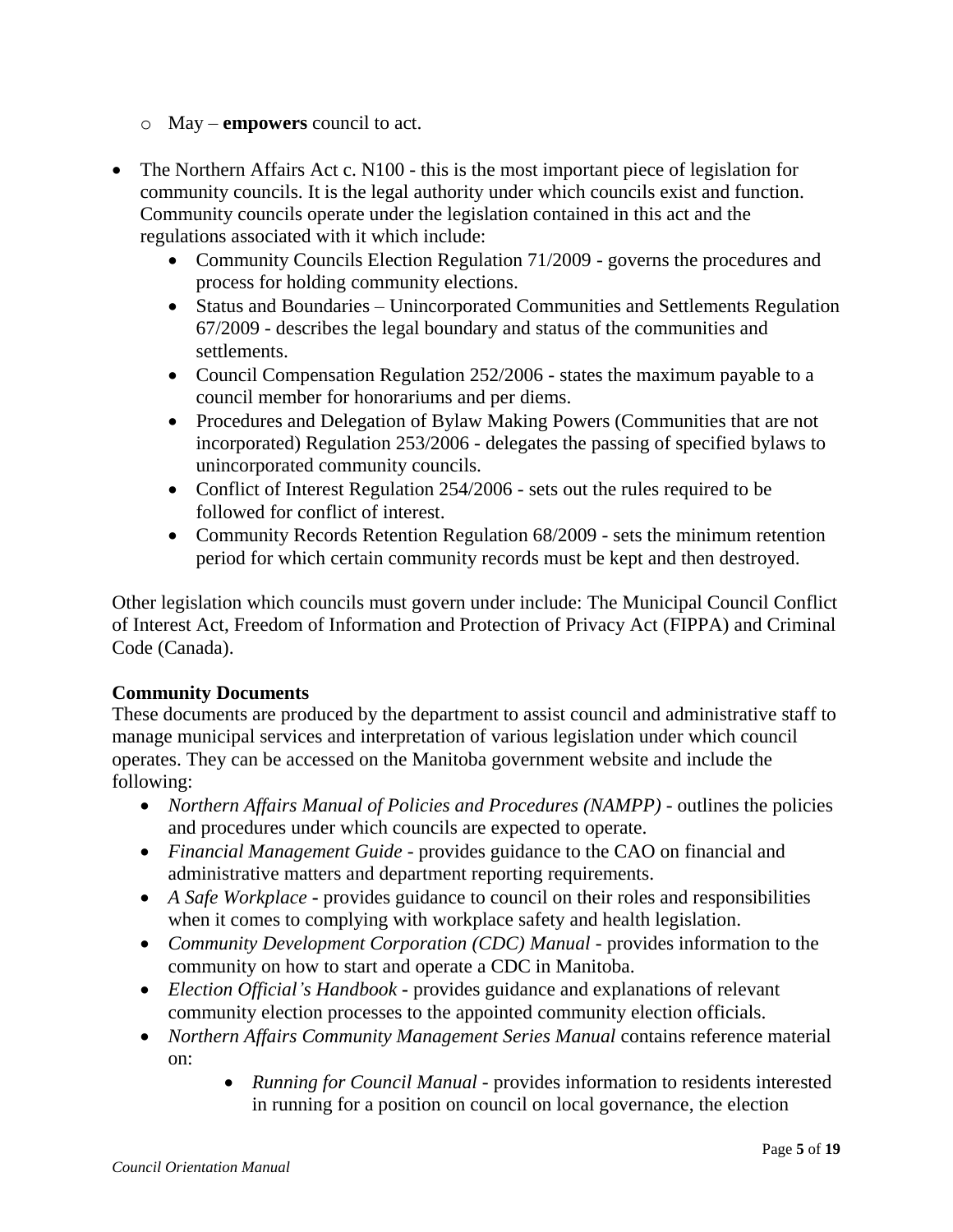- May – **empowers** council to act.

- The Northern Affairs Act c. N100 - this is the most important piece of legislation for community councils. It is the legal authority under which councils exist and function. Community councils operate under the legislation contained in this act and the regulations associated with it which include:
  - Community Councils Election Regulation 71/2009 - governs the procedures and process for holding community elections.
  - Status and Boundaries – Unincorporated Communities and Settlements Regulation 67/2009 - describes the legal boundary and status of the communities and settlements.
  - Council Compensation Regulation 252/2006 - states the maximum payable to a council member for honorariums and per diems.
  - Procedures and Delegation of Bylaw Making Powers (Communities that are not incorporated) Regulation 253/2006 - delegates the passing of specified bylaws to unincorporated community councils.
  - Conflict of Interest Regulation 254/2006 - sets out the rules required to be followed for conflict of interest.
  - Community Records Retention Regulation 68/2009 - sets the minimum retention period for which certain community records must be kept and then destroyed.

Other legislation which councils must govern under include: The Municipal Council Conflict of Interest Act, Freedom of Information and Protection of Privacy Act (FIPPA) and Criminal Code (Canada).

**Community Documents**

These documents are produced by the department to assist council and administrative staff to manage municipal services and interpretation of various legislation under which council operates. They can be accessed on the Manitoba government website and include the following:

- *Northern Affairs Manual of Policies and Procedures (NAMPP)* - outlines the policies and procedures under which councils are expected to operate.
- *Financial Management Guide* - provides guidance to the CAO on financial and administrative matters and department reporting requirements.
- *A Safe Workplace* **-** provides guidance to council on their roles and responsibilities when it comes to complying with workplace safety and health legislation.
- *Community Development Corporation (CDC) Manual* - provides information to the community on how to start and operate a CDC in Manitoba.
- *Election Official's Handbook* **-** provides guidance and explanations of relevant community election processes to the appointed community election officials.
- *Northern Affairs Community Management Series Manual* contains reference material on:
  - *Running for Council Manual* - provides information to residents interested in running for a position on council on local governance, the election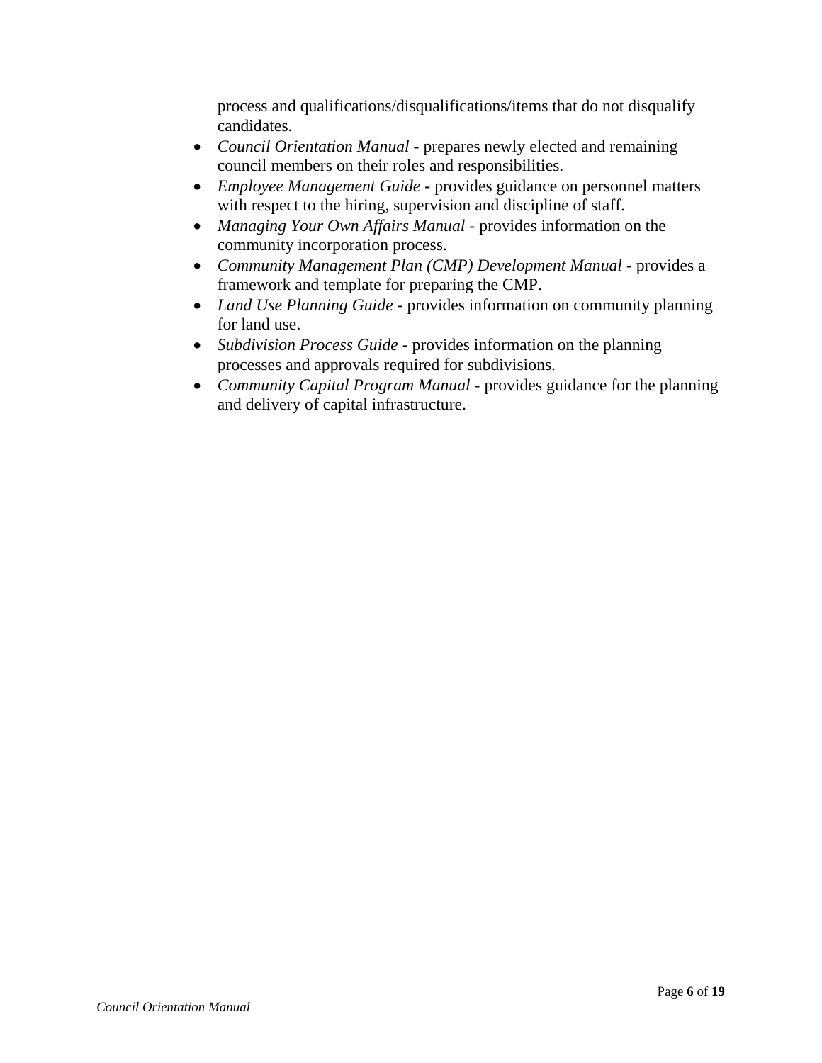process and qualifications/disqualifications/items that do not disqualify candidates.

- *Council Orientation Manual* - prepares newly elected and remaining council members on their roles and responsibilities.
- *Employee Management Guide* - provides guidance on personnel matters with respect to the hiring, supervision and discipline of staff.
- *Managing Your Own Affairs Manual* - provides information on the community incorporation process.
- *Community Management Plan (CMP) Development Manual* - provides a framework and template for preparing the CMP.
- *Land Use Planning Guide* - provides information on community planning for land use.
- *Subdivision Process Guide* - provides information on the planning processes and approvals required for subdivisions.
- *Community Capital Program Manual* - provides guidance for the planning and delivery of capital infrastructure.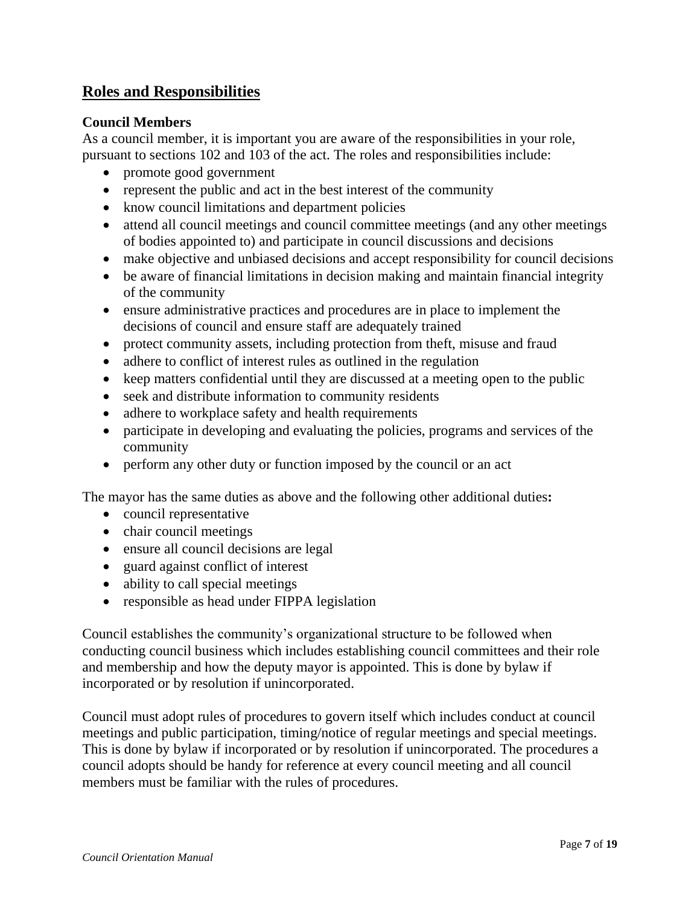## Roles and Responsibilities

### Council Members

As a council member, it is important you are aware of the responsibilities in your role, pursuant to sections 102 and 103 of the act. The roles and responsibilities include:

- promote good government
- represent the public and act in the best interest of the community
- know council limitations and department policies
- attend all council meetings and council committee meetings (and any other meetings of bodies appointed to) and participate in council discussions and decisions
- make objective and unbiased decisions and accept responsibility for council decisions
- be aware of financial limitations in decision making and maintain financial integrity of the community
- ensure administrative practices and procedures are in place to implement the decisions of council and ensure staff are adequately trained
- protect community assets, including protection from theft, misuse and fraud
- adhere to conflict of interest rules as outlined in the regulation
- keep matters confidential until they are discussed at a meeting open to the public
- seek and distribute information to community residents
- adhere to workplace safety and health requirements
- participate in developing and evaluating the policies, programs and services of the community
- perform any other duty or function imposed by the council or an act

The mayor has the same duties as above and the following other additional duties**:**

- council representative
- chair council meetings
- ensure all council decisions are legal
- guard against conflict of interest
- ability to call special meetings
- responsible as head under FIPPA legislation

Council establishes the community's organizational structure to be followed when conducting council business which includes establishing council committees and their role and membership and how the deputy mayor is appointed. This is done by bylaw if incorporated or by resolution if unincorporated.

Council must adopt rules of procedures to govern itself which includes conduct at council meetings and public participation, timing/notice of regular meetings and special meetings. This is done by bylaw if incorporated or by resolution if unincorporated. The procedures a council adopts should be handy for reference at every council meeting and all council members must be familiar with the rules of procedures.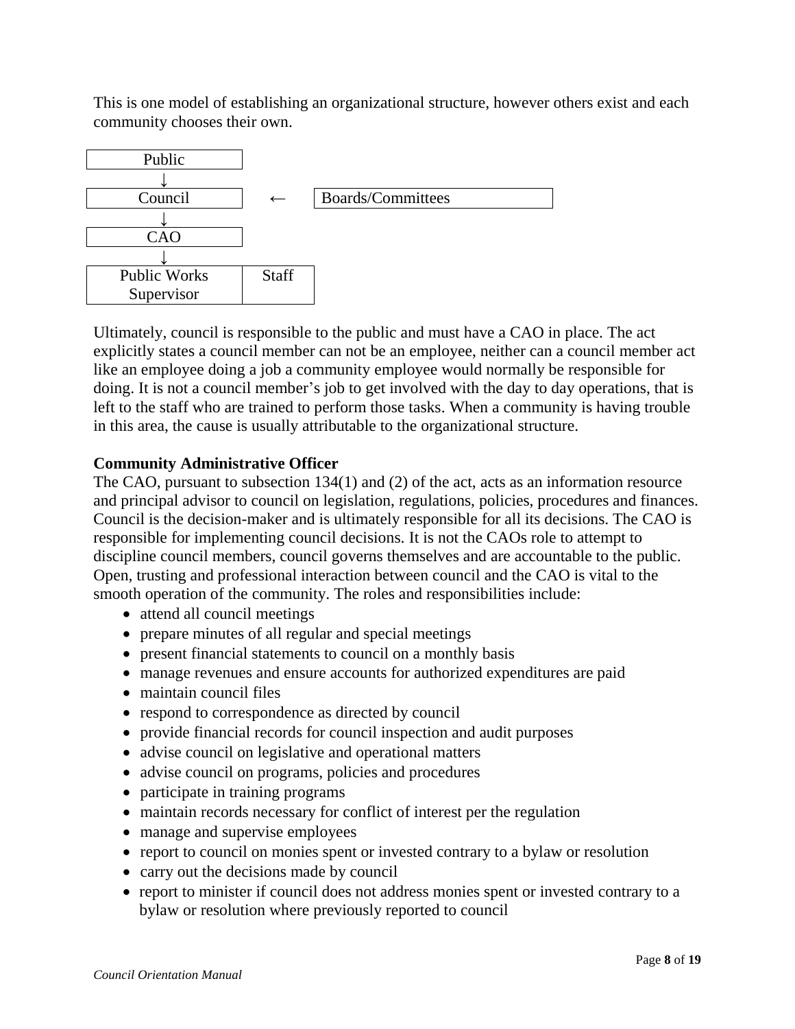This is one model of establishing an organizational structure, however others exist and each community chooses their own.

```
Public
  ↓
Council            ←    Boards/Committees
  ↓
CAO
  ↓
Public Works Supervisor | Staff
```

Ultimately, council is responsible to the public and must have a CAO in place. The act explicitly states a council member can not be an employee, neither can a council member act like an employee doing a job a community employee would normally be responsible for doing. It is not a council member's job to get involved with the day to day operations, that is left to the staff who are trained to perform those tasks. When a community is having trouble in this area, the cause is usually attributable to the organizational structure.

**Community Administrative Officer**

The CAO, pursuant to subsection 134(1) and (2) of the act, acts as an information resource and principal advisor to council on legislation, regulations, policies, procedures and finances. Council is the decision-maker and is ultimately responsible for all its decisions. The CAO is responsible for implementing council decisions. It is not the CAOs role to attempt to discipline council members, council governs themselves and are accountable to the public. Open, trusting and professional interaction between council and the CAO is vital to the smooth operation of the community. The roles and responsibilities include:

- attend all council meetings
- prepare minutes of all regular and special meetings
- present financial statements to council on a monthly basis
- manage revenues and ensure accounts for authorized expenditures are paid
- maintain council files
- respond to correspondence as directed by council
- provide financial records for council inspection and audit purposes
- advise council on legislative and operational matters
- advise council on programs, policies and procedures
- participate in training programs
- maintain records necessary for conflict of interest per the regulation
- manage and supervise employees
- report to council on monies spent or invested contrary to a bylaw or resolution
- carry out the decisions made by council
- report to minister if council does not address monies spent or invested contrary to a bylaw or resolution where previously reported to council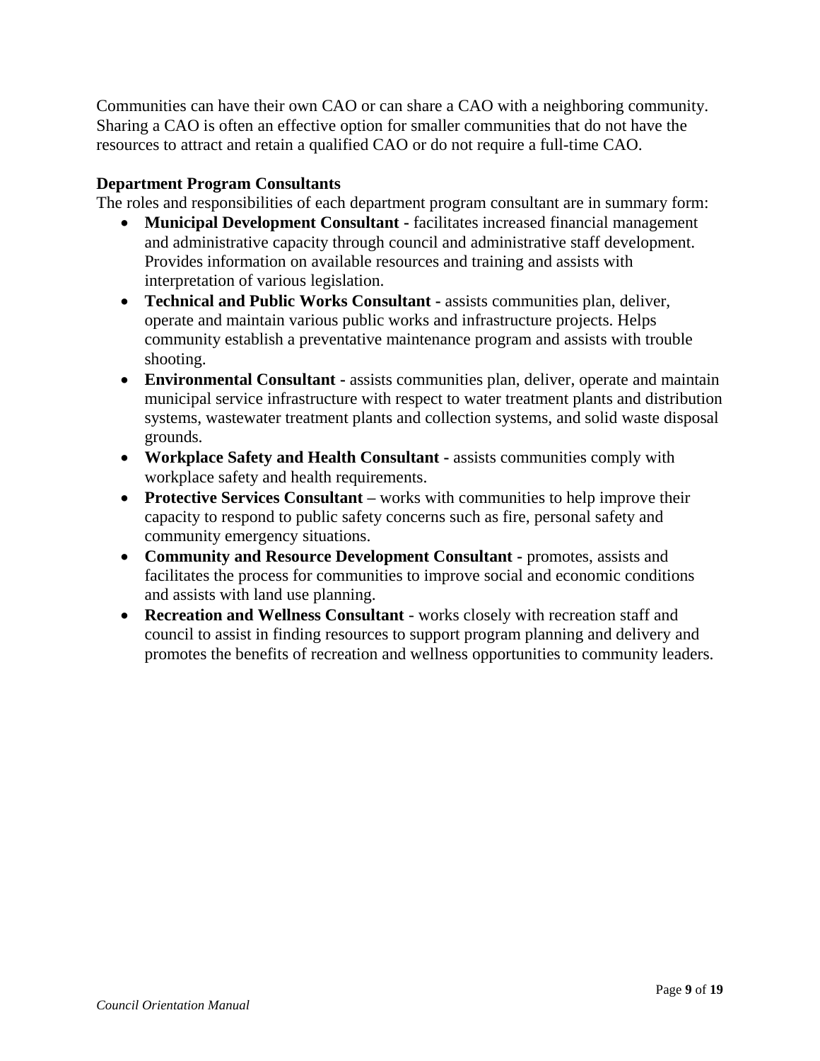Communities can have their own CAO or can share a CAO with a neighboring community. Sharing a CAO is often an effective option for smaller communities that do not have the resources to attract and retain a qualified CAO or do not require a full-time CAO.

**Department Program Consultants**

The roles and responsibilities of each department program consultant are in summary form:

- **Municipal Development Consultant -** facilitates increased financial management and administrative capacity through council and administrative staff development. Provides information on available resources and training and assists with interpretation of various legislation.
- **Technical and Public Works Consultant -** assists communities plan, deliver, operate and maintain various public works and infrastructure projects. Helps community establish a preventative maintenance program and assists with trouble shooting.
- **Environmental Consultant -** assists communities plan, deliver, operate and maintain municipal service infrastructure with respect to water treatment plants and distribution systems, wastewater treatment plants and collection systems, and solid waste disposal grounds.
- **Workplace Safety and Health Consultant -** assists communities comply with workplace safety and health requirements.
- **Protective Services Consultant –** works with communities to help improve their capacity to respond to public safety concerns such as fire, personal safety and community emergency situations.
- **Community and Resource Development Consultant -** promotes, assists and facilitates the process for communities to improve social and economic conditions and assists with land use planning.
- **Recreation and Wellness Consultant** - works closely with recreation staff and council to assist in finding resources to support program planning and delivery and promotes the benefits of recreation and wellness opportunities to community leaders.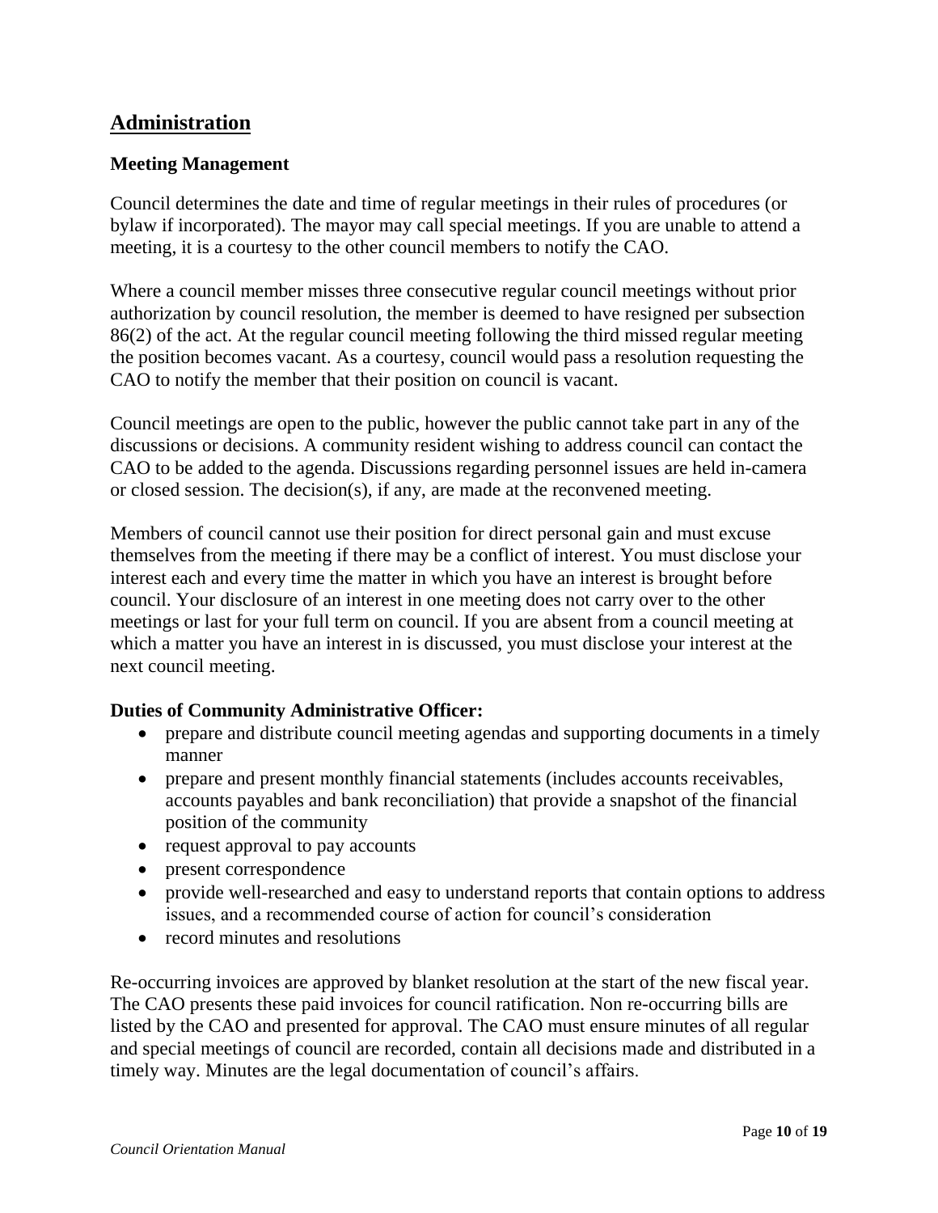## Administration

### Meeting Management

Council determines the date and time of regular meetings in their rules of procedures (or bylaw if incorporated). The mayor may call special meetings. If you are unable to attend a meeting, it is a courtesy to the other council members to notify the CAO.

Where a council member misses three consecutive regular council meetings without prior authorization by council resolution, the member is deemed to have resigned per subsection 86(2) of the act. At the regular council meeting following the third missed regular meeting the position becomes vacant. As a courtesy, council would pass a resolution requesting the CAO to notify the member that their position on council is vacant.

Council meetings are open to the public, however the public cannot take part in any of the discussions or decisions. A community resident wishing to address council can contact the CAO to be added to the agenda. Discussions regarding personnel issues are held in-camera or closed session. The decision(s), if any, are made at the reconvened meeting.

Members of council cannot use their position for direct personal gain and must excuse themselves from the meeting if there may be a conflict of interest. You must disclose your interest each and every time the matter in which you have an interest is brought before council. Your disclosure of an interest in one meeting does not carry over to the other meetings or last for your full term on council. If you are absent from a council meeting at which a matter you have an interest in is discussed, you must disclose your interest at the next council meeting.

### Duties of Community Administrative Officer:

- prepare and distribute council meeting agendas and supporting documents in a timely manner
- prepare and present monthly financial statements (includes accounts receivables, accounts payables and bank reconciliation) that provide a snapshot of the financial position of the community
- request approval to pay accounts
- present correspondence
- provide well-researched and easy to understand reports that contain options to address issues, and a recommended course of action for council's consideration
- record minutes and resolutions

Re-occurring invoices are approved by blanket resolution at the start of the new fiscal year. The CAO presents these paid invoices for council ratification. Non re-occurring bills are listed by the CAO and presented for approval. The CAO must ensure minutes of all regular and special meetings of council are recorded, contain all decisions made and distributed in a timely way. Minutes are the legal documentation of council's affairs.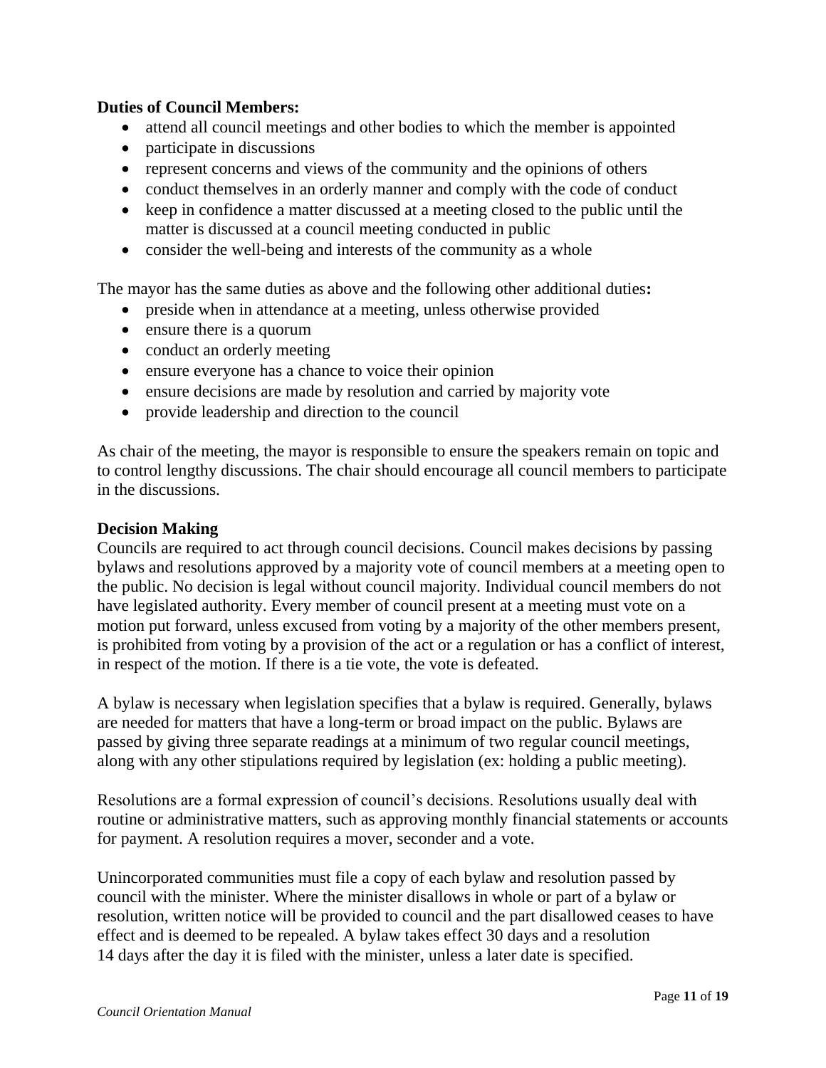**Duties of Council Members:**

- attend all council meetings and other bodies to which the member is appointed
- participate in discussions
- represent concerns and views of the community and the opinions of others
- conduct themselves in an orderly manner and comply with the code of conduct
- keep in confidence a matter discussed at a meeting closed to the public until the matter is discussed at a council meeting conducted in public
- consider the well-being and interests of the community as a whole

The mayor has the same duties as above and the following other additional duties**:**

- preside when in attendance at a meeting, unless otherwise provided
- ensure there is a quorum
- conduct an orderly meeting
- ensure everyone has a chance to voice their opinion
- ensure decisions are made by resolution and carried by majority vote
- provide leadership and direction to the council

As chair of the meeting, the mayor is responsible to ensure the speakers remain on topic and to control lengthy discussions. The chair should encourage all council members to participate in the discussions.

**Decision Making**

Councils are required to act through council decisions. Council makes decisions by passing bylaws and resolutions approved by a majority vote of council members at a meeting open to the public. No decision is legal without council majority. Individual council members do not have legislated authority. Every member of council present at a meeting must vote on a motion put forward, unless excused from voting by a majority of the other members present, is prohibited from voting by a provision of the act or a regulation or has a conflict of interest, in respect of the motion. If there is a tie vote, the vote is defeated.

A bylaw is necessary when legislation specifies that a bylaw is required. Generally, bylaws are needed for matters that have a long-term or broad impact on the public. Bylaws are passed by giving three separate readings at a minimum of two regular council meetings, along with any other stipulations required by legislation (ex: holding a public meeting).

Resolutions are a formal expression of council's decisions. Resolutions usually deal with routine or administrative matters, such as approving monthly financial statements or accounts for payment. A resolution requires a mover, seconder and a vote.

Unincorporated communities must file a copy of each bylaw and resolution passed by council with the minister. Where the minister disallows in whole or part of a bylaw or resolution, written notice will be provided to council and the part disallowed ceases to have effect and is deemed to be repealed. A bylaw takes effect 30 days and a resolution 14 days after the day it is filed with the minister, unless a later date is specified.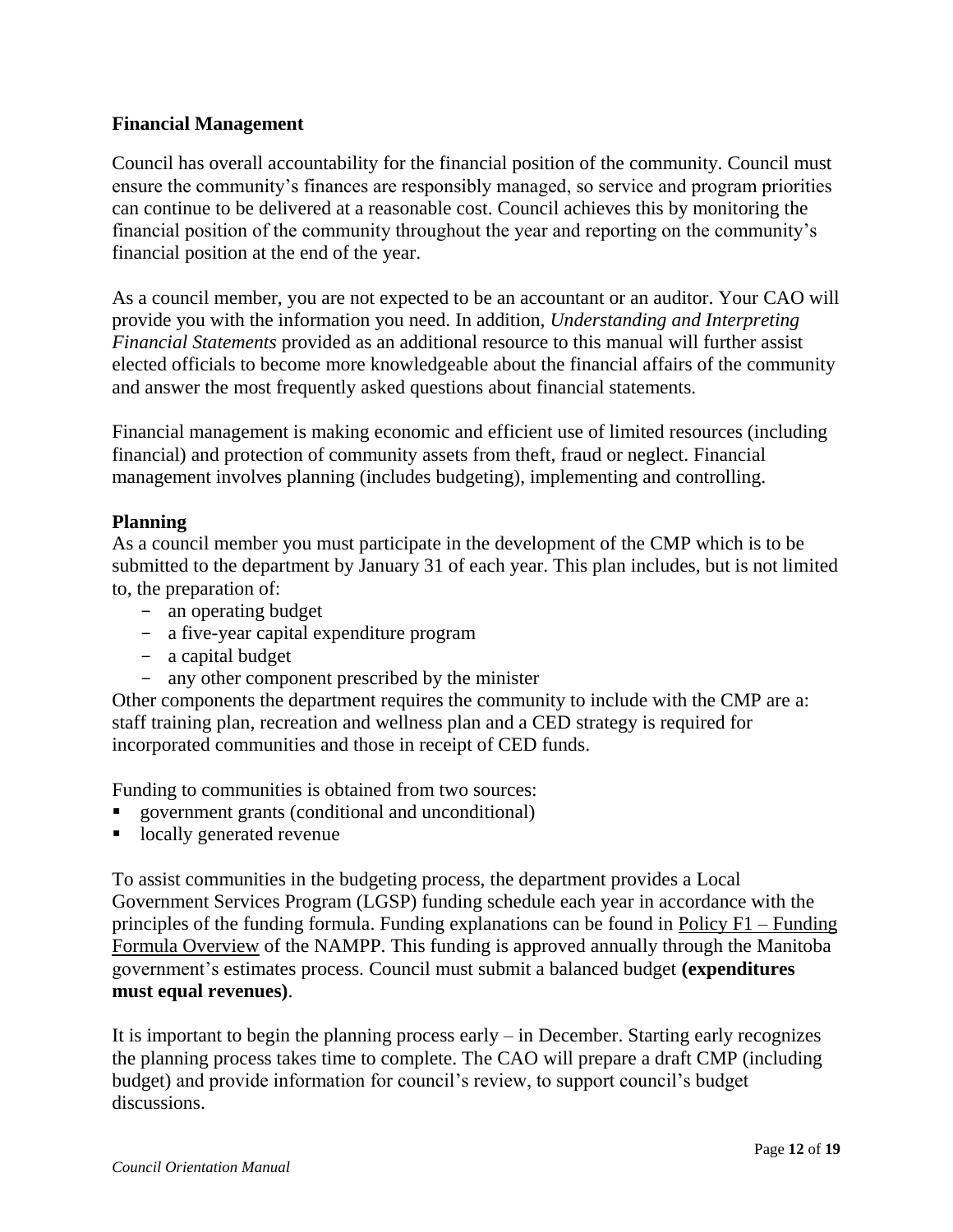## Financial Management

Council has overall accountability for the financial position of the community. Council must ensure the community's finances are responsibly managed, so service and program priorities can continue to be delivered at a reasonable cost. Council achieves this by monitoring the financial position of the community throughout the year and reporting on the community's financial position at the end of the year.

As a council member, you are not expected to be an accountant or an auditor. Your CAO will provide you with the information you need. In addition, *Understanding and Interpreting Financial Statements* provided as an additional resource to this manual will further assist elected officials to become more knowledgeable about the financial affairs of the community and answer the most frequently asked questions about financial statements.

Financial management is making economic and efficient use of limited resources (including financial) and protection of community assets from theft, fraud or neglect. Financial management involves planning (includes budgeting), implementing and controlling.

### Planning

As a council member you must participate in the development of the CMP which is to be submitted to the department by January 31 of each year. This plan includes, but is not limited to, the preparation of:

- an operating budget
- a five-year capital expenditure program
- a capital budget
- any other component prescribed by the minister

Other components the department requires the community to include with the CMP are a: staff training plan, recreation and wellness plan and a CED strategy is required for incorporated communities and those in receipt of CED funds.

Funding to communities is obtained from two sources:

- government grants (conditional and unconditional)
- locally generated revenue

To assist communities in the budgeting process, the department provides a Local Government Services Program (LGSP) funding schedule each year in accordance with the principles of the funding formula. Funding explanations can be found in Policy F1 – Funding Formula Overview of the NAMPP. This funding is approved annually through the Manitoba government's estimates process. Council must submit a balanced budget **(expenditures must equal revenues)**.

It is important to begin the planning process early – in December. Starting early recognizes the planning process takes time to complete. The CAO will prepare a draft CMP (including budget) and provide information for council's review, to support council's budget discussions.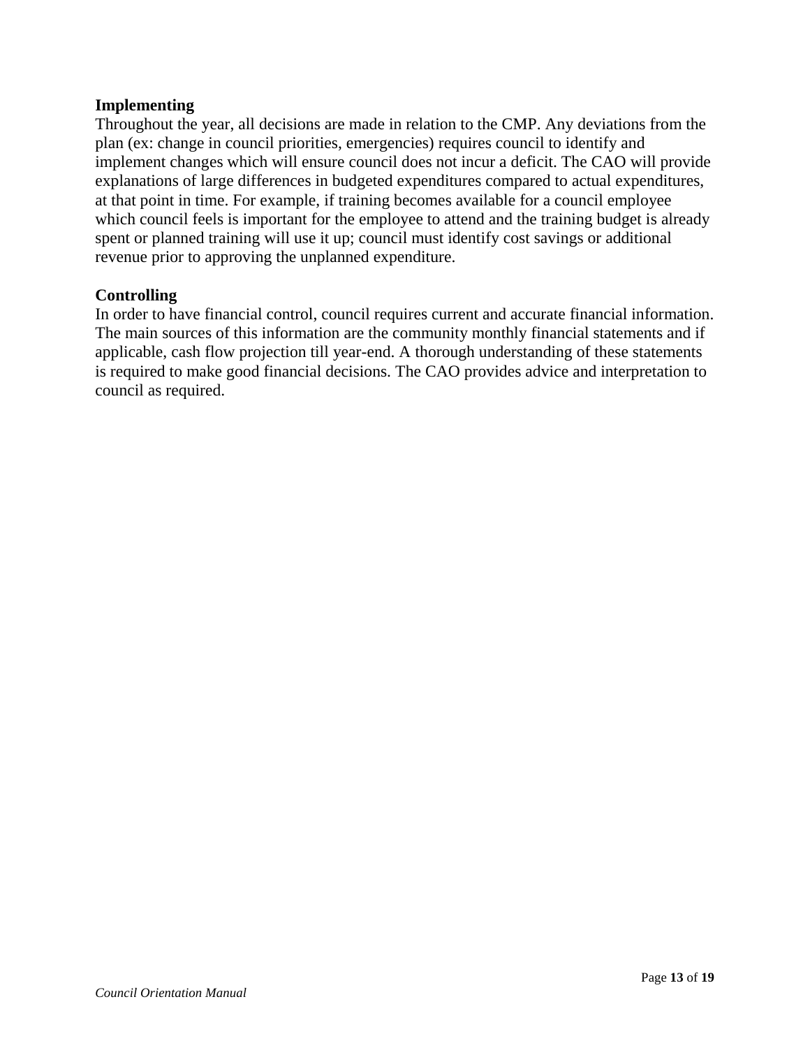**Implementing**

Throughout the year, all decisions are made in relation to the CMP. Any deviations from the plan (ex: change in council priorities, emergencies) requires council to identify and implement changes which will ensure council does not incur a deficit. The CAO will provide explanations of large differences in budgeted expenditures compared to actual expenditures, at that point in time. For example, if training becomes available for a council employee which council feels is important for the employee to attend and the training budget is already spent or planned training will use it up; council must identify cost savings or additional revenue prior to approving the unplanned expenditure.

**Controlling**

In order to have financial control, council requires current and accurate financial information. The main sources of this information are the community monthly financial statements and if applicable, cash flow projection till year-end. A thorough understanding of these statements is required to make good financial decisions. The CAO provides advice and interpretation to council as required.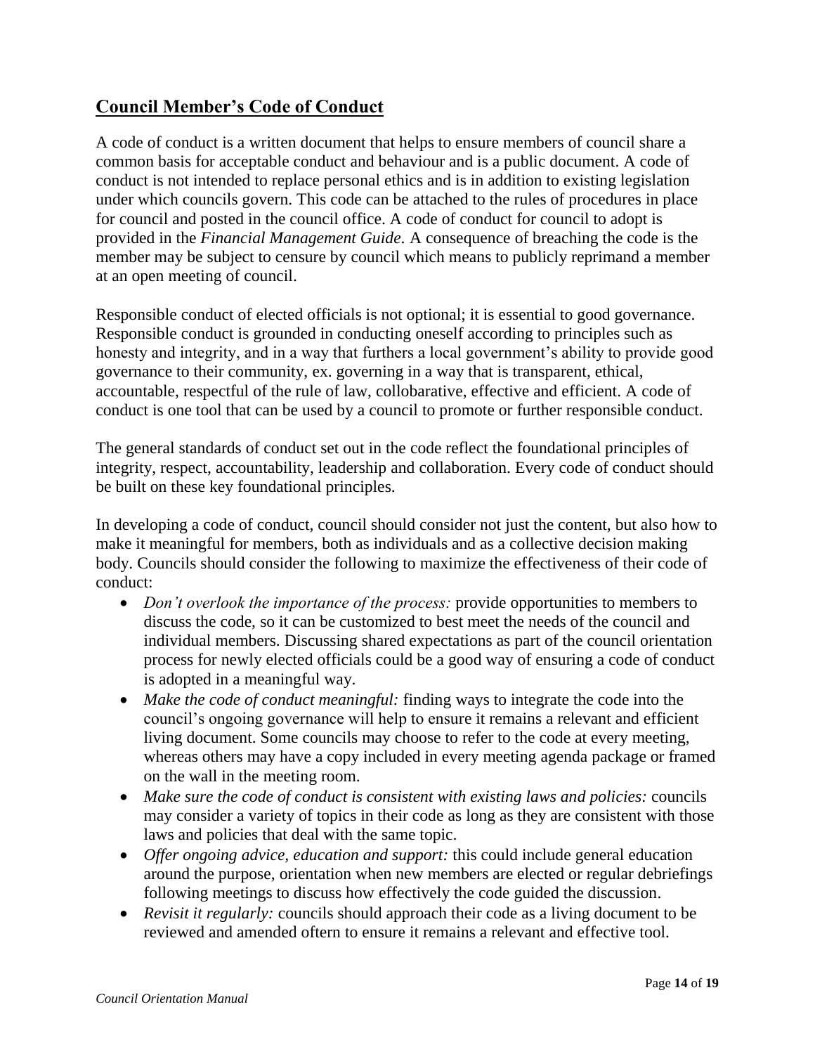## Council Member's Code of Conduct

A code of conduct is a written document that helps to ensure members of council share a common basis for acceptable conduct and behaviour and is a public document. A code of conduct is not intended to replace personal ethics and is in addition to existing legislation under which councils govern. This code can be attached to the rules of procedures in place for council and posted in the council office. A code of conduct for council to adopt is provided in the *Financial Management Guide.* A consequence of breaching the code is the member may be subject to censure by council which means to publicly reprimand a member at an open meeting of council.

Responsible conduct of elected officials is not optional; it is essential to good governance. Responsible conduct is grounded in conducting oneself according to principles such as honesty and integrity, and in a way that furthers a local government's ability to provide good governance to their community, ex. governing in a way that is transparent, ethical, accountable, respectful of the rule of law, collobarative, effective and efficient. A code of conduct is one tool that can be used by a council to promote or further responsible conduct.

The general standards of conduct set out in the code reflect the foundational principles of integrity, respect, accountability, leadership and collaboration. Every code of conduct should be built on these key foundational principles.

In developing a code of conduct, council should consider not just the content, but also how to make it meaningful for members, both as individuals and as a collective decision making body. Councils should consider the following to maximize the effectiveness of their code of conduct:

- *Don't overlook the importance of the process:* provide opportunities to members to discuss the code, so it can be customized to best meet the needs of the council and individual members. Discussing shared expectations as part of the council orientation process for newly elected officials could be a good way of ensuring a code of conduct is adopted in a meaningful way.
- *Make the code of conduct meaningful:* finding ways to integrate the code into the council's ongoing governance will help to ensure it remains a relevant and efficient living document. Some councils may choose to refer to the code at every meeting, whereas others may have a copy included in every meeting agenda package or framed on the wall in the meeting room.
- *Make sure the code of conduct is consistent with existing laws and policies:* councils may consider a variety of topics in their code as long as they are consistent with those laws and policies that deal with the same topic.
- *Offer ongoing advice, education and support:* this could include general education around the purpose, orientation when new members are elected or regular debriefings following meetings to discuss how effectively the code guided the discussion.
- *Revisit it regularly:* councils should approach their code as a living document to be reviewed and amended oftern to ensure it remains a relevant and effective tool.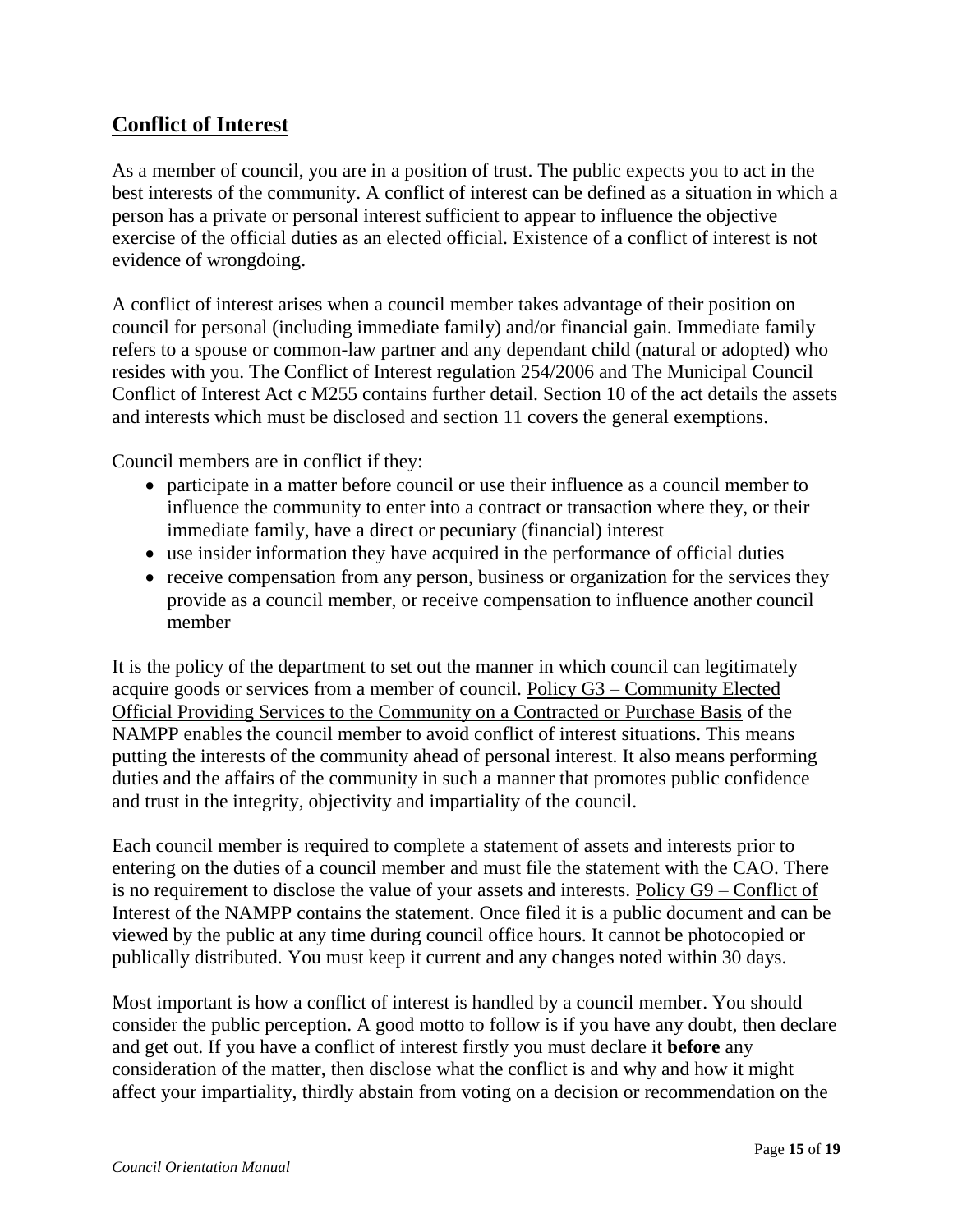## Conflict of Interest

As a member of council, you are in a position of trust. The public expects you to act in the best interests of the community. A conflict of interest can be defined as a situation in which a person has a private or personal interest sufficient to appear to influence the objective exercise of the official duties as an elected official. Existence of a conflict of interest is not evidence of wrongdoing.

A conflict of interest arises when a council member takes advantage of their position on council for personal (including immediate family) and/or financial gain. Immediate family refers to a spouse or common-law partner and any dependant child (natural or adopted) who resides with you. The Conflict of Interest regulation 254/2006 and The Municipal Council Conflict of Interest Act c M255 contains further detail. Section 10 of the act details the assets and interests which must be disclosed and section 11 covers the general exemptions.

Council members are in conflict if they:

- participate in a matter before council or use their influence as a council member to influence the community to enter into a contract or transaction where they, or their immediate family, have a direct or pecuniary (financial) interest
- use insider information they have acquired in the performance of official duties
- receive compensation from any person, business or organization for the services they provide as a council member, or receive compensation to influence another council member

It is the policy of the department to set out the manner in which council can legitimately acquire goods or services from a member of council. Policy G3 – Community Elected Official Providing Services to the Community on a Contracted or Purchase Basis of the NAMPP enables the council member to avoid conflict of interest situations. This means putting the interests of the community ahead of personal interest. It also means performing duties and the affairs of the community in such a manner that promotes public confidence and trust in the integrity, objectivity and impartiality of the council.

Each council member is required to complete a statement of assets and interests prior to entering on the duties of a council member and must file the statement with the CAO. There is no requirement to disclose the value of your assets and interests. Policy G9 – Conflict of Interest of the NAMPP contains the statement. Once filed it is a public document and can be viewed by the public at any time during council office hours. It cannot be photocopied or publically distributed. You must keep it current and any changes noted within 30 days.

Most important is how a conflict of interest is handled by a council member. You should consider the public perception. A good motto to follow is if you have any doubt, then declare and get out. If you have a conflict of interest firstly you must declare it **before** any consideration of the matter, then disclose what the conflict is and why and how it might affect your impartiality, thirdly abstain from voting on a decision or recommendation on the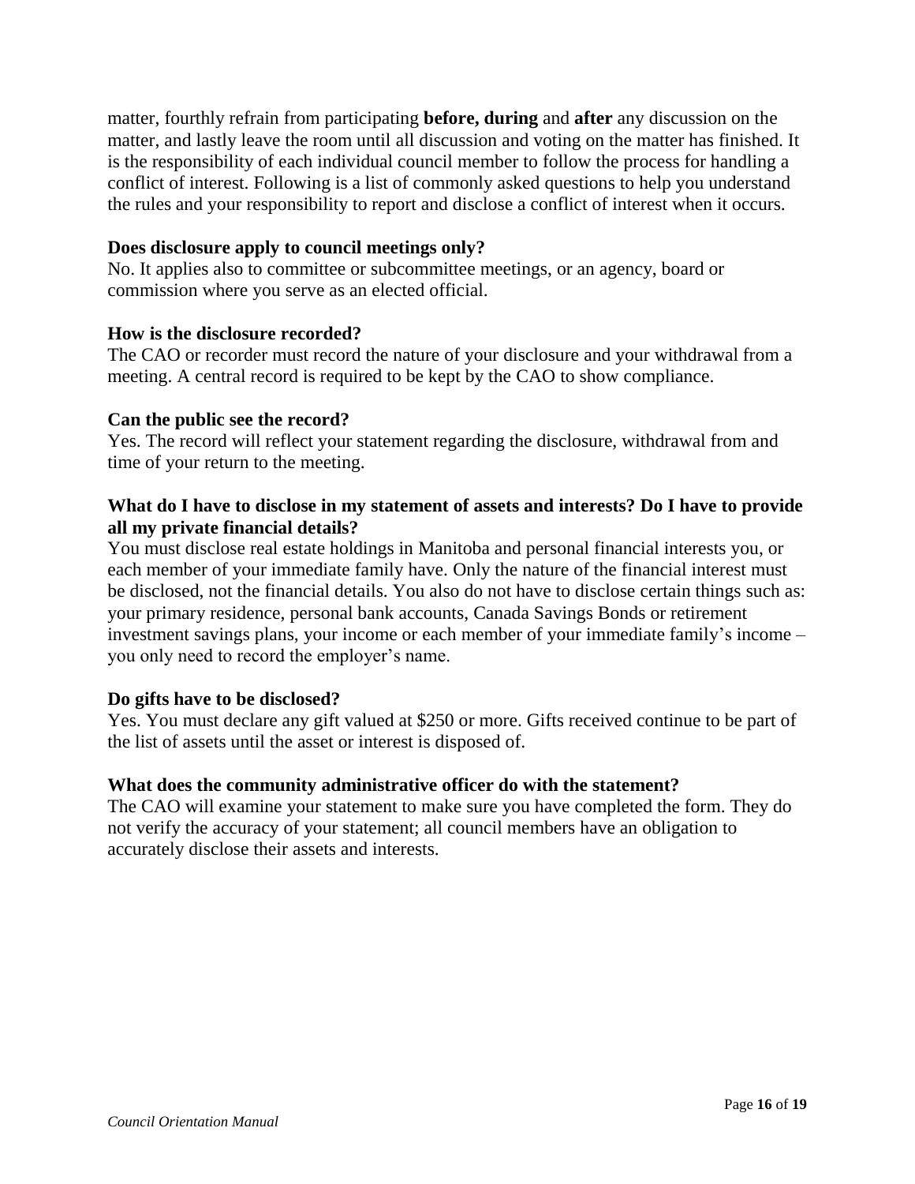matter, fourthly refrain from participating **before, during** and **after** any discussion on the matter, and lastly leave the room until all discussion and voting on the matter has finished. It is the responsibility of each individual council member to follow the process for handling a conflict of interest. Following is a list of commonly asked questions to help you understand the rules and your responsibility to report and disclose a conflict of interest when it occurs.

**Does disclosure apply to council meetings only?**
No. It applies also to committee or subcommittee meetings, or an agency, board or commission where you serve as an elected official.

**How is the disclosure recorded?**
The CAO or recorder must record the nature of your disclosure and your withdrawal from a meeting. A central record is required to be kept by the CAO to show compliance.

**Can the public see the record?**
Yes. The record will reflect your statement regarding the disclosure, withdrawal from and time of your return to the meeting.

**What do I have to disclose in my statement of assets and interests? Do I have to provide all my private financial details?**
You must disclose real estate holdings in Manitoba and personal financial interests you, or each member of your immediate family have. Only the nature of the financial interest must be disclosed, not the financial details. You also do not have to disclose certain things such as: your primary residence, personal bank accounts, Canada Savings Bonds or retirement investment savings plans, your income or each member of your immediate family's income – you only need to record the employer's name.

**Do gifts have to be disclosed?**
Yes. You must declare any gift valued at $250 or more. Gifts received continue to be part of the list of assets until the asset or interest is disposed of.

**What does the community administrative officer do with the statement?**
The CAO will examine your statement to make sure you have completed the form. They do not verify the accuracy of your statement; all council members have an obligation to accurately disclose their assets and interests.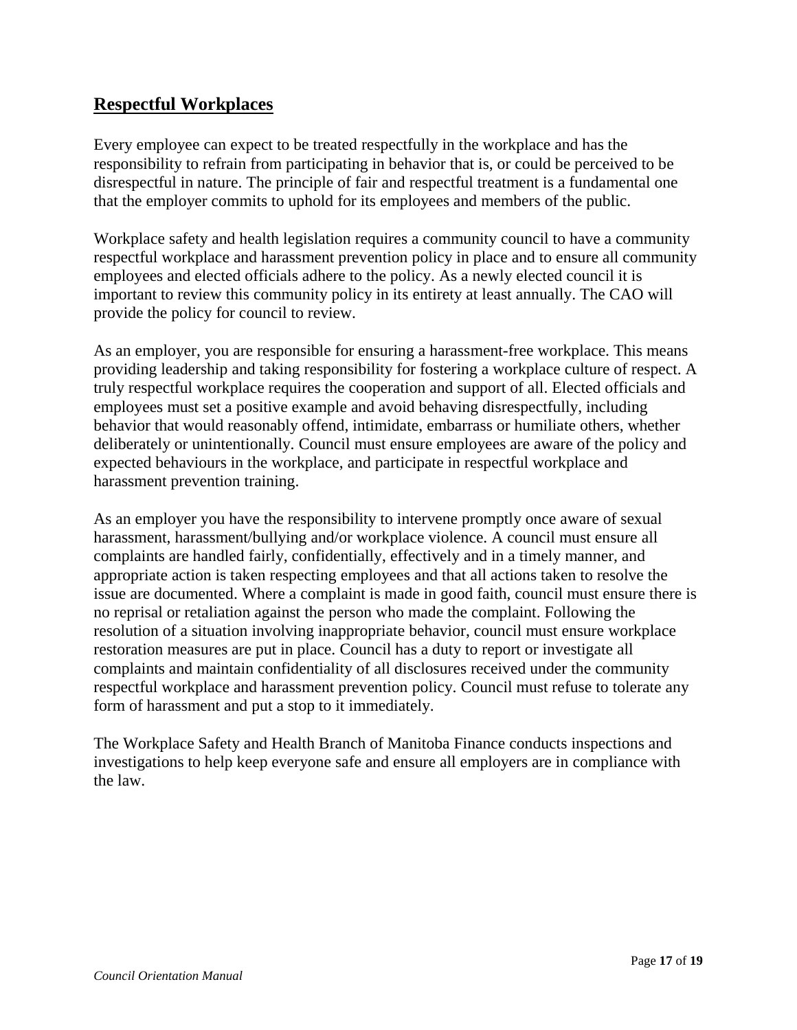## Respectful Workplaces

Every employee can expect to be treated respectfully in the workplace and has the responsibility to refrain from participating in behavior that is, or could be perceived to be disrespectful in nature. The principle of fair and respectful treatment is a fundamental one that the employer commits to uphold for its employees and members of the public.

Workplace safety and health legislation requires a community council to have a community respectful workplace and harassment prevention policy in place and to ensure all community employees and elected officials adhere to the policy. As a newly elected council it is important to review this community policy in its entirety at least annually. The CAO will provide the policy for council to review.

As an employer, you are responsible for ensuring a harassment-free workplace. This means providing leadership and taking responsibility for fostering a workplace culture of respect. A truly respectful workplace requires the cooperation and support of all. Elected officials and employees must set a positive example and avoid behaving disrespectfully, including behavior that would reasonably offend, intimidate, embarrass or humiliate others, whether deliberately or unintentionally. Council must ensure employees are aware of the policy and expected behaviours in the workplace, and participate in respectful workplace and harassment prevention training.

As an employer you have the responsibility to intervene promptly once aware of sexual harassment, harassment/bullying and/or workplace violence. A council must ensure all complaints are handled fairly, confidentially, effectively and in a timely manner, and appropriate action is taken respecting employees and that all actions taken to resolve the issue are documented. Where a complaint is made in good faith, council must ensure there is no reprisal or retaliation against the person who made the complaint. Following the resolution of a situation involving inappropriate behavior, council must ensure workplace restoration measures are put in place. Council has a duty to report or investigate all complaints and maintain confidentiality of all disclosures received under the community respectful workplace and harassment prevention policy. Council must refuse to tolerate any form of harassment and put a stop to it immediately.

The Workplace Safety and Health Branch of Manitoba Finance conducts inspections and investigations to help keep everyone safe and ensure all employers are in compliance with the law.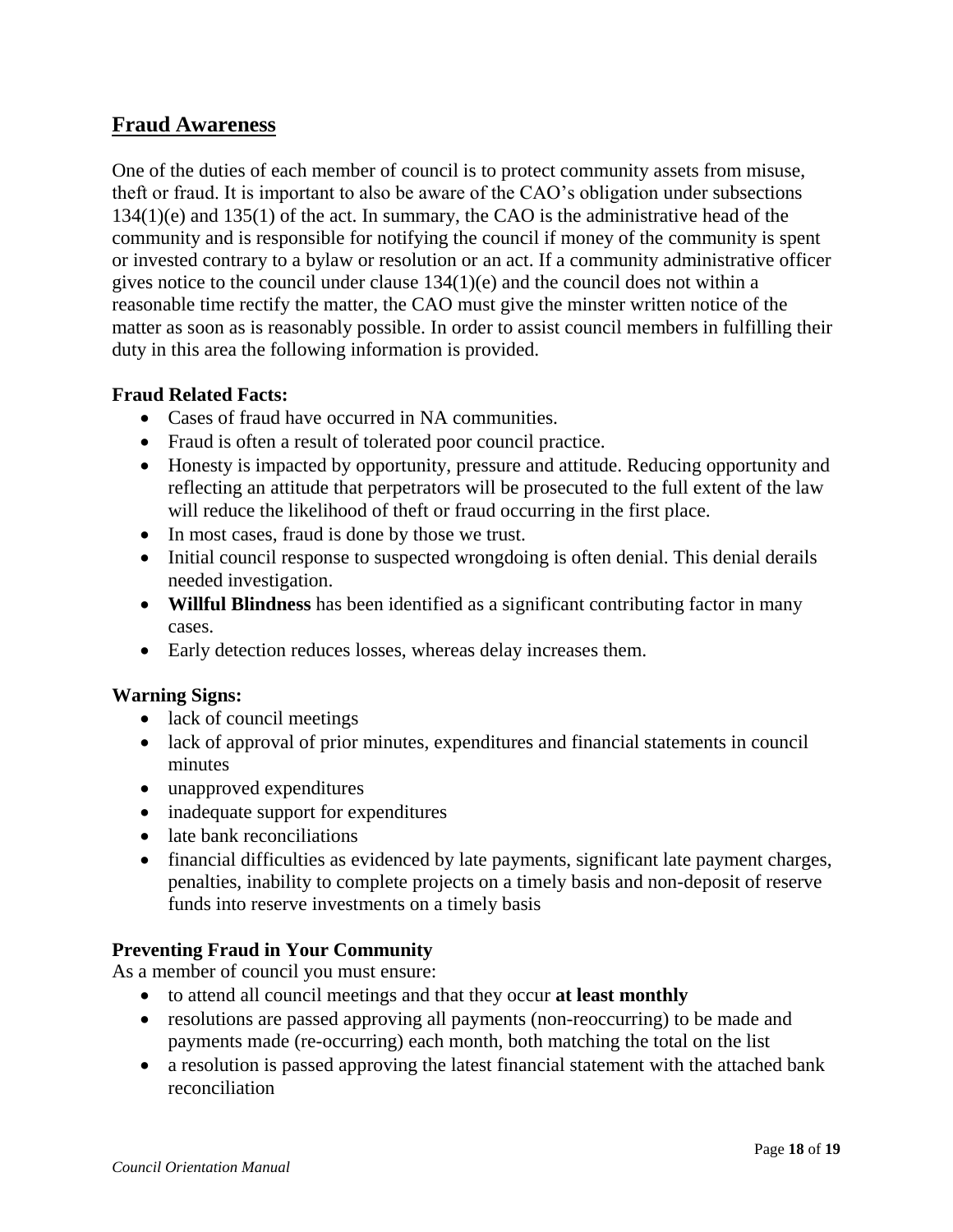## Fraud Awareness

One of the duties of each member of council is to protect community assets from misuse, theft or fraud. It is important to also be aware of the CAO's obligation under subsections 134(1)(e) and 135(1) of the act. In summary, the CAO is the administrative head of the community and is responsible for notifying the council if money of the community is spent or invested contrary to a bylaw or resolution or an act. If a community administrative officer gives notice to the council under clause 134(1)(e) and the council does not within a reasonable time rectify the matter, the CAO must give the minster written notice of the matter as soon as is reasonably possible. In order to assist council members in fulfilling their duty in this area the following information is provided.

### Fraud Related Facts:

- Cases of fraud have occurred in NA communities.
- Fraud is often a result of tolerated poor council practice.
- Honesty is impacted by opportunity, pressure and attitude. Reducing opportunity and reflecting an attitude that perpetrators will be prosecuted to the full extent of the law will reduce the likelihood of theft or fraud occurring in the first place.
- In most cases, fraud is done by those we trust.
- Initial council response to suspected wrongdoing is often denial. This denial derails needed investigation.
- **Willful Blindness** has been identified as a significant contributing factor in many cases.
- Early detection reduces losses, whereas delay increases them.

### Warning Signs:

- lack of council meetings
- lack of approval of prior minutes, expenditures and financial statements in council minutes
- unapproved expenditures
- inadequate support for expenditures
- late bank reconciliations
- financial difficulties as evidenced by late payments, significant late payment charges, penalties, inability to complete projects on a timely basis and non-deposit of reserve funds into reserve investments on a timely basis

### Preventing Fraud in Your Community

As a member of council you must ensure:

- to attend all council meetings and that they occur **at least monthly**
- resolutions are passed approving all payments (non-reoccurring) to be made and payments made (re-occurring) each month, both matching the total on the list
- a resolution is passed approving the latest financial statement with the attached bank reconciliation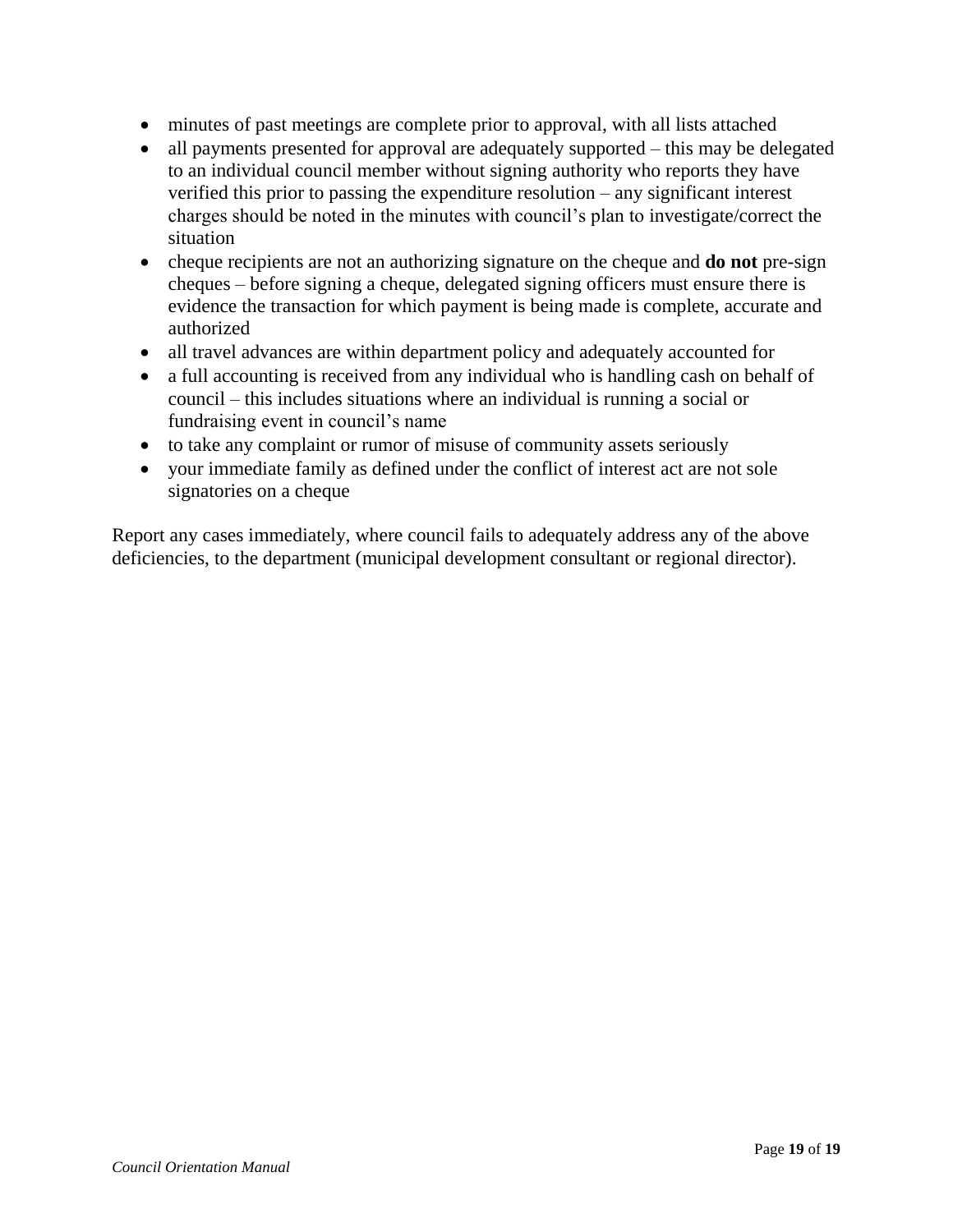- minutes of past meetings are complete prior to approval, with all lists attached
- all payments presented for approval are adequately supported – this may be delegated to an individual council member without signing authority who reports they have verified this prior to passing the expenditure resolution – any significant interest charges should be noted in the minutes with council's plan to investigate/correct the situation
- cheque recipients are not an authorizing signature on the cheque and **do not** pre-sign cheques – before signing a cheque, delegated signing officers must ensure there is evidence the transaction for which payment is being made is complete, accurate and authorized
- all travel advances are within department policy and adequately accounted for
- a full accounting is received from any individual who is handling cash on behalf of council – this includes situations where an individual is running a social or fundraising event in council's name
- to take any complaint or rumor of misuse of community assets seriously
- your immediate family as defined under the conflict of interest act are not sole signatories on a cheque

Report any cases immediately, where council fails to adequately address any of the above deficiencies, to the department (municipal development consultant or regional director).